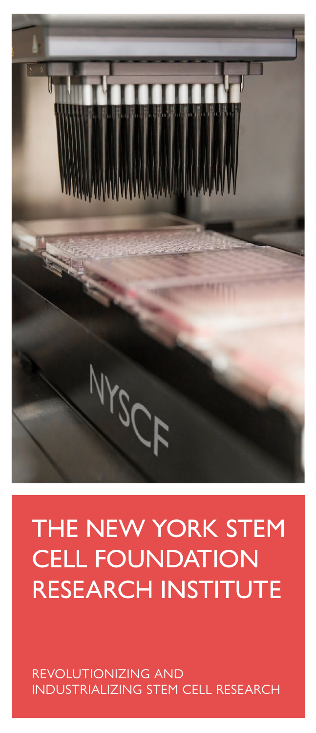# THE NEW YORK STEM CELL FOUNDATION RESEARCH INSTITUTE

REVOLUTIONIZING AND INDUSTRIALIZING STEM CELL RESEARCH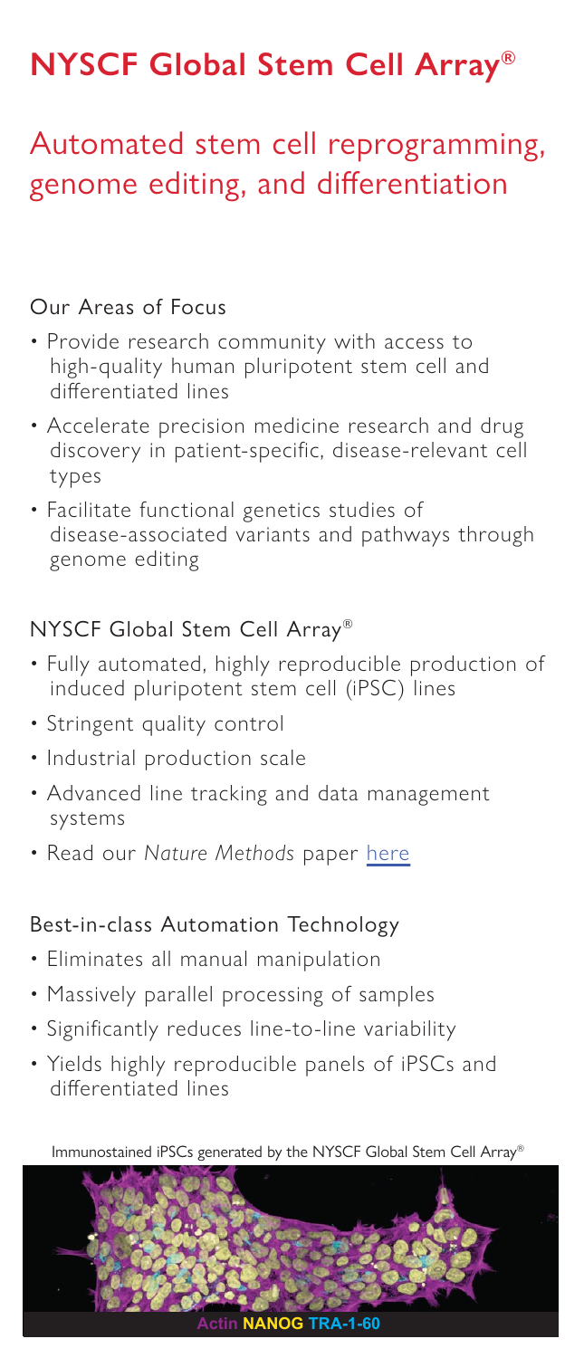# NYSCF Global Stem Cell Array®

## Automated stem cell reprogramming, genome editing, and differentiation

### Our Areas of Focus

- Provide research community with access to high-quality human pluripotent stem cell and differentiated lines
- Accelerate precision medicine research and drug discovery in patient-specific, disease-relevant cell types
- Facilitate functional genetics studies of disease-associated variants and pathways through genome editing

### NYSCF Global Stem Cell Array®

- Fully automated, highly reproducible production of induced pluripotent stem cell (iPSC) lines
- Stringent quality control
- Industrial production scale
- Advanced line tracking and data management systems
- Read our *Nature Methods* paper here

### Best-in-class Automation Technology

- Eliminates all manual manipulation
- Massively parallel processing of samples
- Significantly reduces line-to-line variability
- Yields highly reproducible panels of iPSCs and differentiated lines

Immunostained iPSCs generated by the NYSCF Global Stem Cell Array®

Actin NANOG TRA-1-60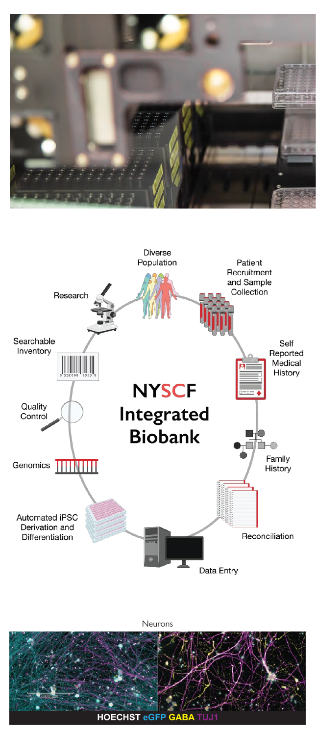Diverse Population

Patient Recruitment and Sample Collection

Self Reported Medical History

Family History

Reconciliation

Data Entry

Automated iPSC Derivation and Differentiation

Genomics

Quality Control

Searchable Inventory

Research

**NYSCF Integrated Biobank**

Neurons

**HOECHST eGFP GABA TUJ1**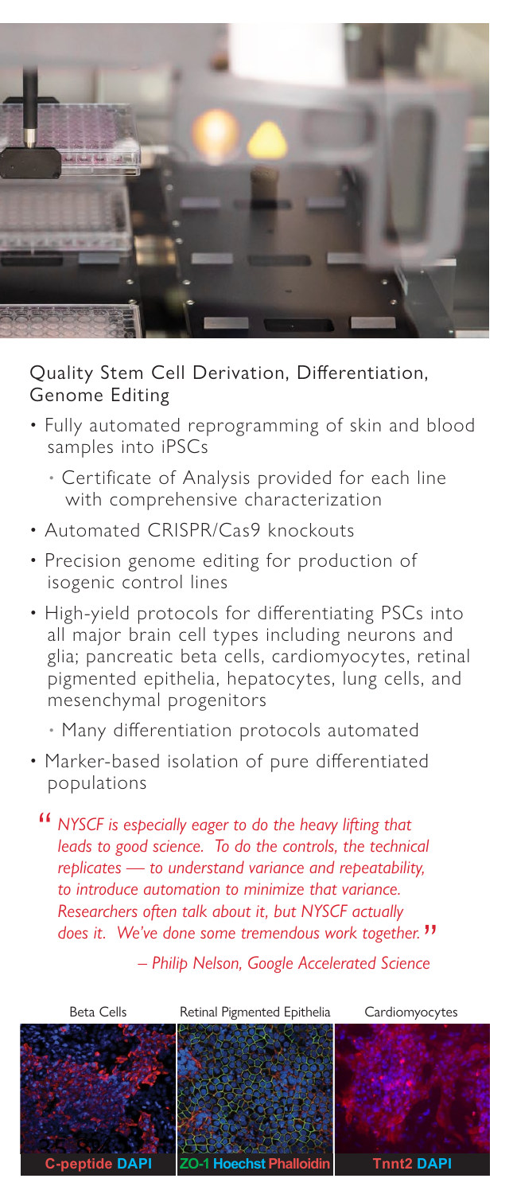## Quality Stem Cell Derivation, Differentiation, Genome Editing

- Fully automated reprogramming of skin and blood samples into iPSCs
  - Certificate of Analysis provided for each line with comprehensive characterization
- Automated CRISPR/Cas9 knockouts
- Precision genome editing for production of isogenic control lines
- High-yield protocols for differentiating PSCs into all major brain cell types including neurons and glia; pancreatic beta cells, cardiomyocytes, retinal pigmented epithelia, hepatocytes, lung cells, and mesenchymal progenitors
  - Many differentiation protocols automated
- Marker-based isolation of pure differentiated populations

> *"NYSCF is especially eager to do the heavy lifting that leads to good science. To do the controls, the technical replicates — to understand variance and repeatability, to introduce automation to minimize that variance. Researchers often talk about it, but NYSCF actually does it. We've done some tremendous work together."*
>
> *– Philip Nelson, Google Accelerated Science*

Beta Cells | Retinal Pigmented Epithelia | Cardiomyocytes

C-peptide DAPI | ZO-1 Hoechst Phalloidin | Tnnt2 DAPI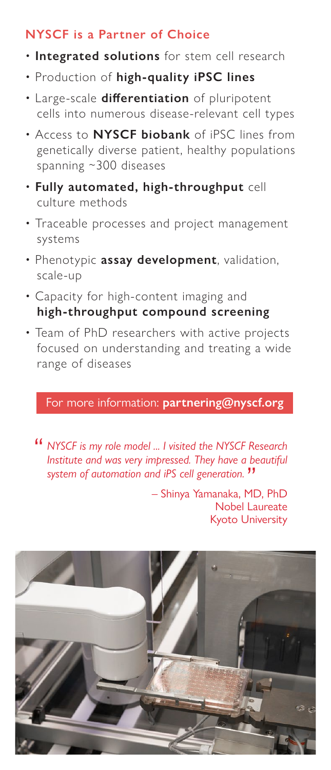## NYSCF is a Partner of Choice

- **Integrated solutions** for stem cell research
- Production of **high-quality iPSC lines**
- Large-scale **differentiation** of pluripotent cells into numerous disease-relevant cell types
- Access to **NYSCF biobank** of iPSC lines from genetically diverse patient, healthy populations spanning ~300 diseases
- **Fully automated, high-throughput** cell culture methods
- Traceable processes and project management systems
- Phenotypic **assay development**, validation, scale-up
- Capacity for high-content imaging and **high-throughput compound screening**
- Team of PhD researchers with active projects focused on understanding and treating a wide range of diseases

For more information: **partnering@nyscf.org**

> "*NYSCF is my role model ... I visited the NYSCF Research Institute and was very impressed. They have a beautiful system of automation and iPS cell generation.*"
>
> – Shinya Yamanaka, MD, PhD
> Nobel Laureate
> Kyoto University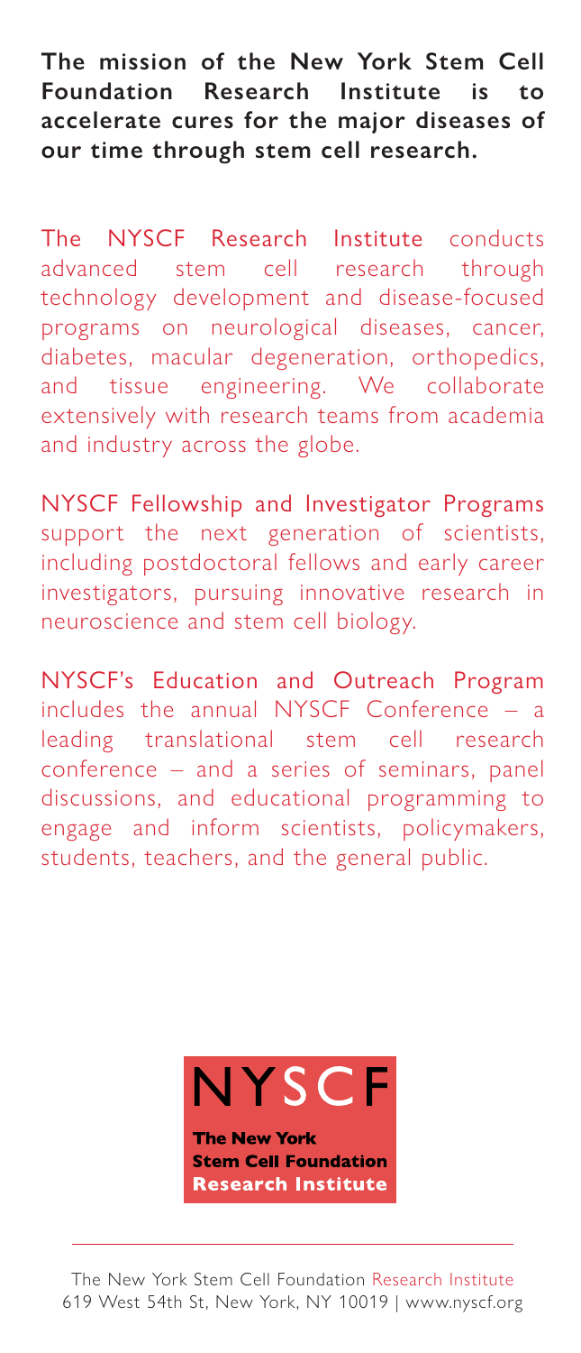**The mission of the New York Stem Cell Foundation Research Institute is to accelerate cures for the major diseases of our time through stem cell research.**

The NYSCF Research Institute conducts advanced stem cell research through technology development and disease-focused programs on neurological diseases, cancer, diabetes, macular degeneration, orthopedics, and tissue engineering. We collaborate extensively with research teams from academia and industry across the globe.

NYSCF Fellowship and Investigator Programs support the next generation of scientists, including postdoctoral fellows and early career investigators, pursuing innovative research in neuroscience and stem cell biology.

NYSCF's Education and Outreach Program includes the annual NYSCF Conference – a leading translational stem cell research conference – and a series of seminars, panel discussions, and educational programming to engage and inform scientists, policymakers, students, teachers, and the general public.

NYSCF

**The New York Stem Cell Foundation Research Institute**

---

The New York Stem Cell Foundation Research Institute
619 West 54th St, New York, NY 10019 | www.nyscf.org